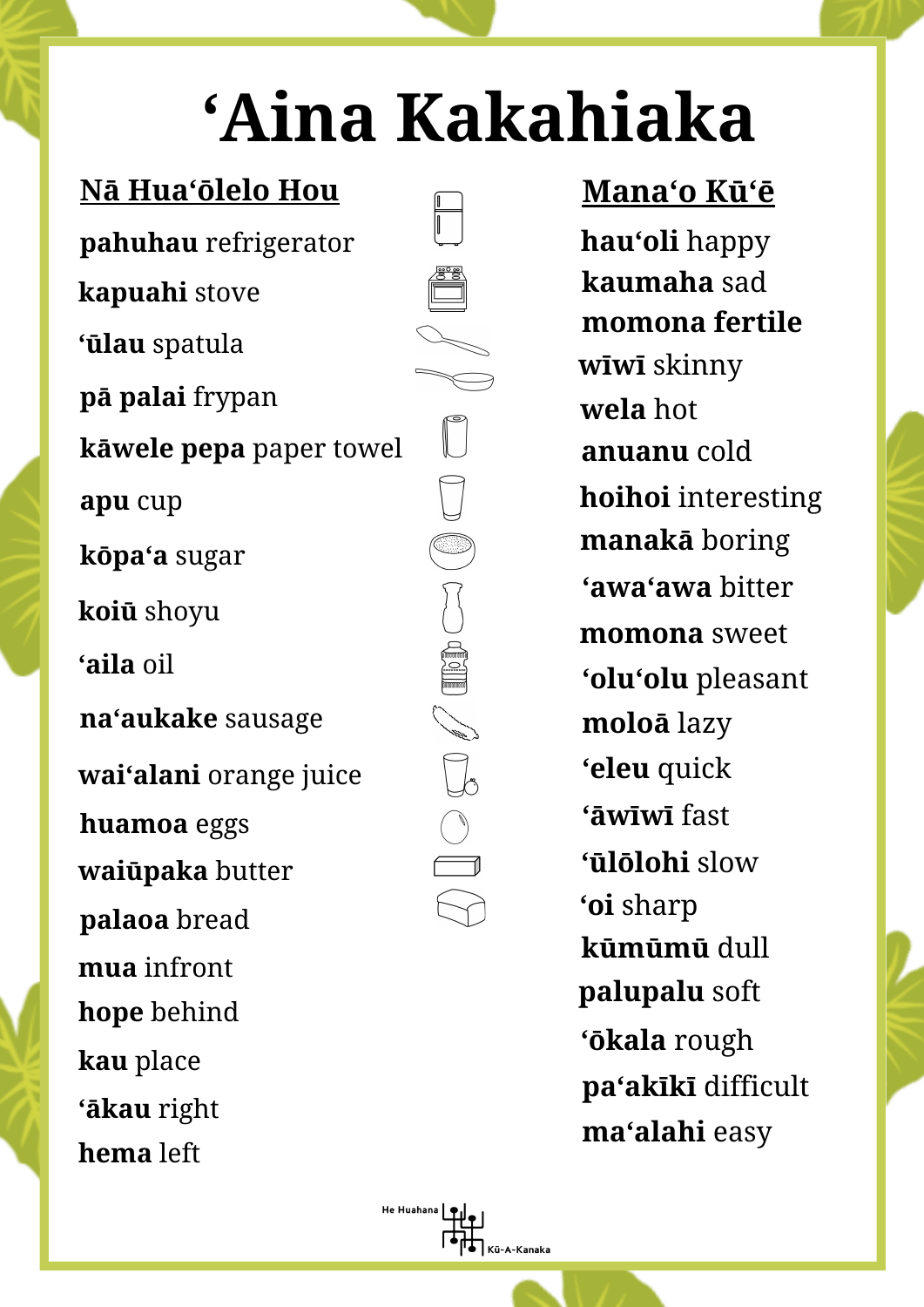# ʻAina Kakahiaka

## Nā Huaʻōlelo Hou

**pahuhau** refrigerator
**kapuahi** stove
**ʻūlau** spatula
**pā palai** frypan
**kāwele pepa** paper towel
**apu** cup
**kōpaʻa** sugar
**koiū** shoyu
**ʻaila** oil
**naʻaukake** sausage
**waiʻalani** orange juice
**huamoa** eggs
**waiūpaka** butter
**palaoa** bread
**mua** infront
**hope** behind
**kau** place
**ʻākau** right
**hema** left

## Manaʻo Kūʻē

**hauʻoli** happy
**kaumaha** sad
**momona fertile**
**wīwī** skinny
**wela** hot
**anuanu** cold
**hoihoi** interesting
**manakā** boring
**ʻawaʻawa** bitter
**momona** sweet
**ʻoluʻolu** pleasant
**moloā** lazy
**ʻeleu** quick
**ʻāwīwī** fast
**ʻūlōlohi** slow
**ʻoi** sharp
**kūmūmū** dull
**palupalu** soft
**ʻōkala** rough
**paʻakīkī** difficult
**maʻalahi** easy

He Huahana Kū-A-Kanaka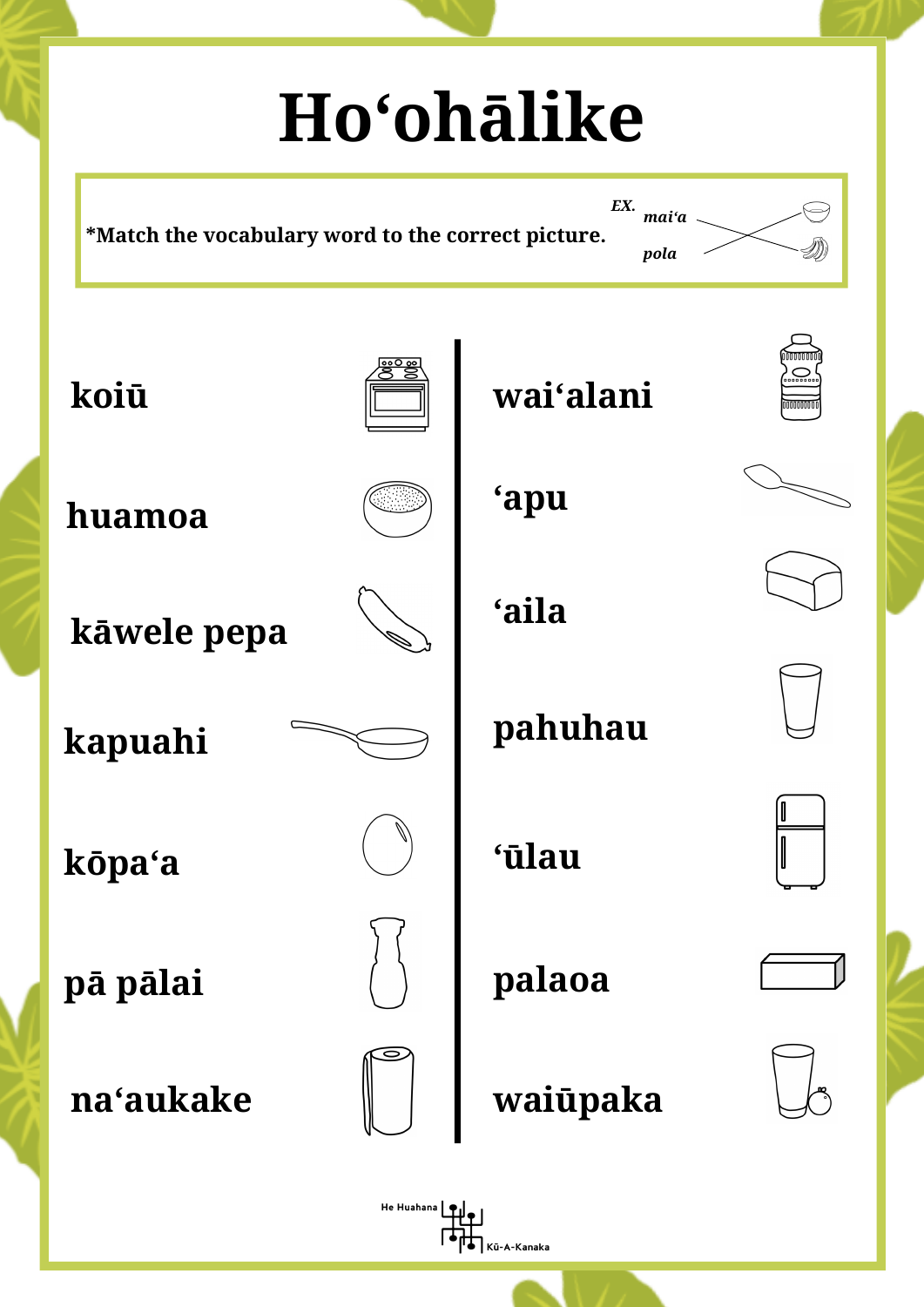# Hoʻohālike

*Match the vocabulary word to the correct picture.

*EX.*
*maiʻa*
*pola*

**koiū**

**huamoa**

**kāwele pepa**

**kapuahi**

**kōpaʻa**

**pā pālai**

**naʻaukake**

**waiʻalani**

**ʻapu**

**ʻaila**

**pahuhau**

**ʻūlau**

**palaoa**

**waiūpaka**

He Huahana Kū-A-Kanaka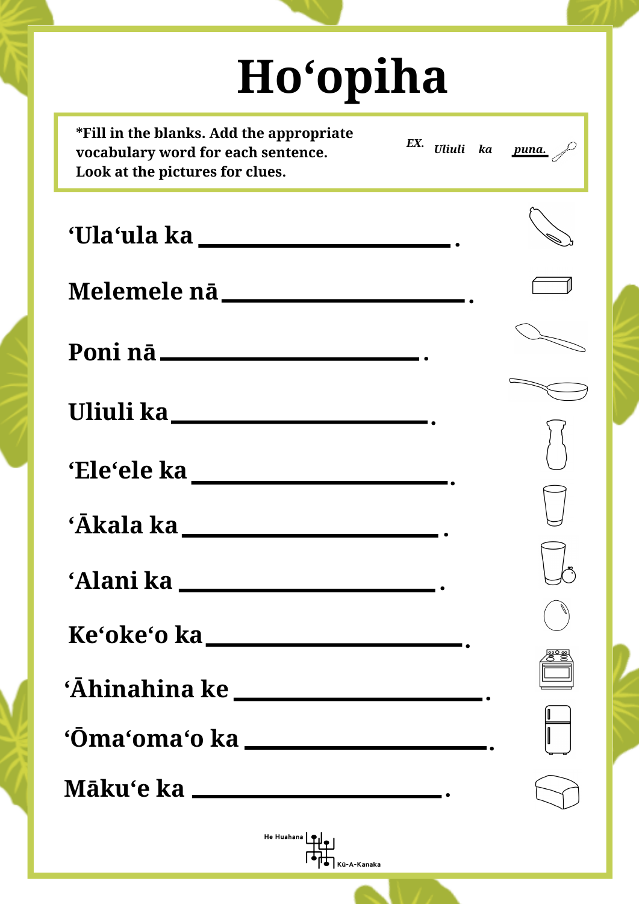# Hoʻopiha

**\*Fill in the blanks. Add the appropriate vocabulary word for each sentence. Look at the pictures for clues.**

***EX.*** *Uliuli ka* ***puna.***

**ʻUlaʻula ka \_\_\_\_\_\_\_\_\_\_\_\_\_\_\_\_\_\_\_\_\_\_\_\_\_\_ .**

**Melemele nā \_\_\_\_\_\_\_\_\_\_\_\_\_\_\_\_\_\_\_\_\_\_\_\_\_\_ .**

**Poni nā \_\_\_\_\_\_\_\_\_\_\_\_\_\_\_\_\_\_\_\_\_\_\_\_\_\_ .**

**Uliuli ka \_\_\_\_\_\_\_\_\_\_\_\_\_\_\_\_\_\_\_\_\_\_\_\_\_\_ .**

**ʻEleʻele ka \_\_\_\_\_\_\_\_\_\_\_\_\_\_\_\_\_\_\_\_\_\_\_\_\_\_ .**

**ʻĀkala ka \_\_\_\_\_\_\_\_\_\_\_\_\_\_\_\_\_\_\_\_\_\_\_\_\_\_ .**

**ʻAlani ka \_\_\_\_\_\_\_\_\_\_\_\_\_\_\_\_\_\_\_\_\_\_\_\_\_\_ .**

**Keʻokeʻo ka \_\_\_\_\_\_\_\_\_\_\_\_\_\_\_\_\_\_\_\_\_\_\_\_\_\_ .**

**ʻĀhinahina ke \_\_\_\_\_\_\_\_\_\_\_\_\_\_\_\_\_\_\_\_\_\_\_\_\_\_ .**

**ʻŌmaʻomaʻo ka \_\_\_\_\_\_\_\_\_\_\_\_\_\_\_\_\_\_\_\_\_\_\_\_\_\_ .**

**Mākuʻe ka \_\_\_\_\_\_\_\_\_\_\_\_\_\_\_\_\_\_\_\_\_\_\_\_\_\_ .**

He Huahana Kū-A-Kanaka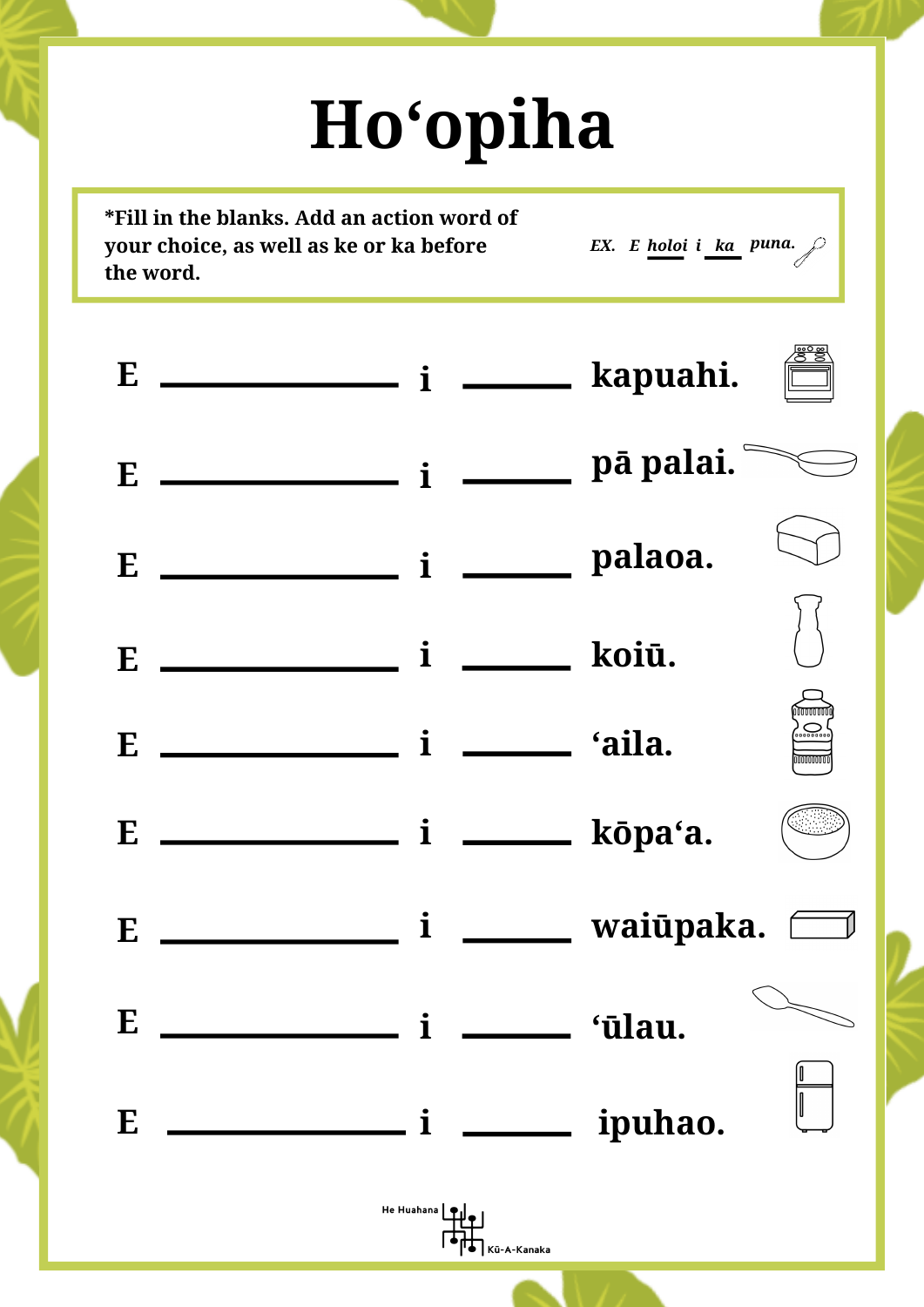# Hoʻopiha

*Fill in the blanks. Add an action word of your choice, as well as ke or ka before the word.

*EX. E __holoi__ i __ka__ puna.*

E ______________ i ________ kapuahi.

E ______________ i ________ pā palai.

E ______________ i ________ palaoa.

E ______________ i ________ koiū.

E ______________ i ________ ʻaila.

E ______________ i ________ kōpaʻa.

E ______________ i ________ waiūpaka.

E ______________ i ________ ʻūlau.

E ______________ i ________ ipuhao.

He Huahana Kū-A-Kanaka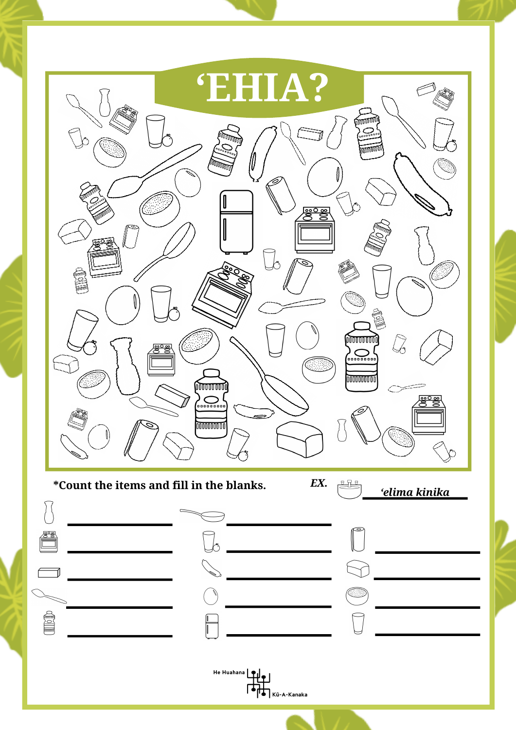# ‘EHIA?

*Count the items and fill in the blanks.

*EX.* ‘elima kinika

He Huahana Kū-A-Kanaka